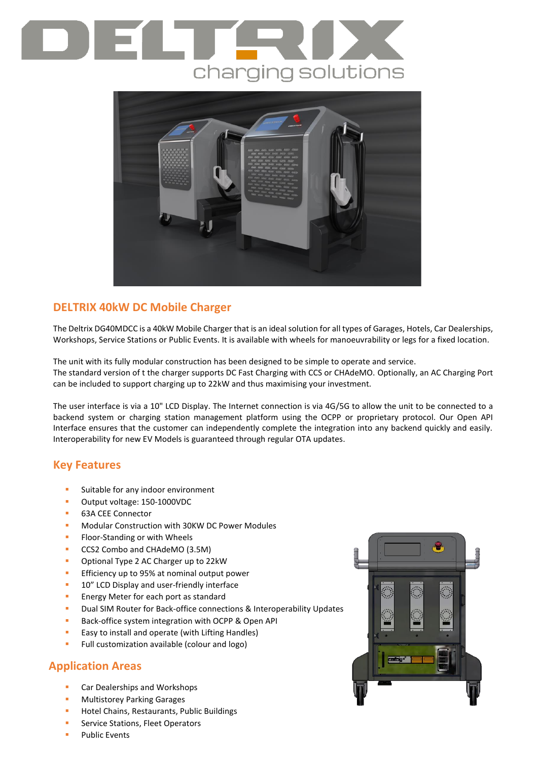# DELTRIX

charging solutions

## DELTRIX 40kW DC Mobile Charger

The Deltrix DG40MDCC is a 40kW Mobile Charger that is an ideal solution for all types of Garages, Hotels, Car Dealerships, Workshops, Service Stations or Public Events. It is available with wheels for manoeuvrability or legs for a fixed location.

The unit with its fully modular construction has been designed to be simple to operate and service.
The standard version of t the charger supports DC Fast Charging with CCS or CHAdeMO. Optionally, an AC Charging Port can be included to support charging up to 22kW and thus maximising your investment.

The user interface is via a 10" LCD Display. The Internet connection is via 4G/5G to allow the unit to be connected to a backend system or charging station management platform using the OCPP or proprietary protocol. Our Open API Interface ensures that the customer can independently complete the integration into any backend quickly and easily. Interoperability for new EV Models is guaranteed through regular OTA updates.

## Key Features

- Suitable for any indoor environment
- Output voltage: 150-1000VDC
- 63A CEE Connector
- Modular Construction with 30KW DC Power Modules
- Floor-Standing or with Wheels
- CCS2 Combo and CHAdeMO (3.5M)
- Optional Type 2 AC Charger up to 22kW
- Efficiency up to 95% at nominal output power
- 10" LCD Display and user-friendly interface
- Energy Meter for each port as standard
- Dual SIM Router for Back-office connections & Interoperability Updates
- Back-office system integration with OCPP & Open API
- Easy to install and operate (with Lifting Handles)
- Full customization available (colour and logo)

## Application Areas

- Car Dealerships and Workshops
- Multistorey Parking Garages
- Hotel Chains, Restaurants, Public Buildings
- Service Stations, Fleet Operators
- Public Events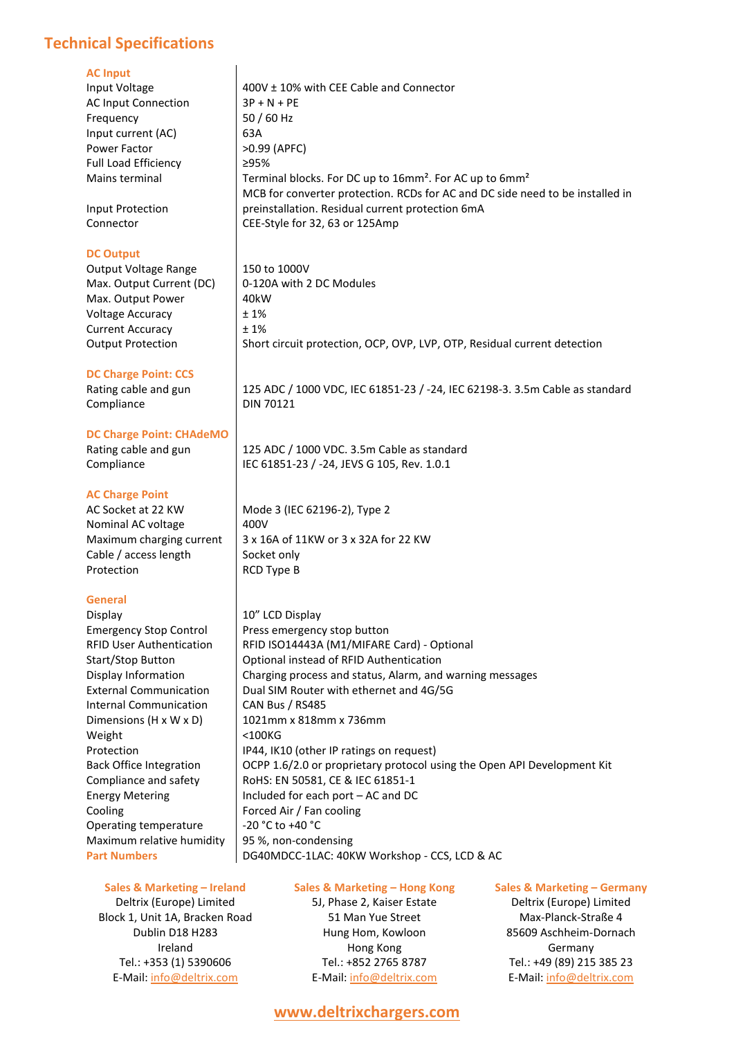## Technical Specifications

| | |
|---|---|
| **AC Input** | |
| Input Voltage | 400V ± 10% with CEE Cable and Connector |
| AC Input Connection | 3P + N + PE |
| Frequency | 50 / 60 Hz |
| Input current (AC) | 63A |
| Power Factor | >0.99 (APFC) |
| Full Load Efficiency | ≥95% |
| Mains terminal | Terminal blocks. For DC up to 16mm². For AC up to 6mm² |
| Input Protection | MCB for converter protection. RCDs for AC and DC side need to be installed in preinstallation. Residual current protection 6mA |
| Connector | CEE-Style for 32, 63 or 125Amp |
| | |
| **DC Output** | |
| Output Voltage Range | 150 to 1000V |
| Max. Output Current (DC) | 0-120A with 2 DC Modules |
| Max. Output Power | 40kW |
| Voltage Accuracy | ± 1% |
| Current Accuracy | ± 1% |
| Output Protection | Short circuit protection, OCP, OVP, LVP, OTP, Residual current detection |
| | |
| **DC Charge Point: CCS** | |
| Rating cable and gun | 125 ADC / 1000 VDC, IEC 61851-23 / -24, IEC 62198-3. 3.5m Cable as standard |
| Compliance | DIN 70121 |
| | |
| **DC Charge Point: CHAdeMO** | |
| Rating cable and gun | 125 ADC / 1000 VDC. 3.5m Cable as standard |
| Compliance | IEC 61851-23 / -24, JEVS G 105, Rev. 1.0.1 |
| | |
| **AC Charge Point** | |
| AC Socket at 22 KW | Mode 3 (IEC 62196-2), Type 2 |
| Nominal AC voltage | 400V |
| Maximum charging current | 3 x 16A of 11KW or 3 x 32A for 22 KW |
| Cable / access length | Socket only |
| Protection | RCD Type B |
| | |
| **General** | |
| Display | 10" LCD Display |
| Emergency Stop Control | Press emergency stop button |
| RFID User Authentication | RFID ISO14443A (M1/MIFARE Card) - Optional |
| Start/Stop Button | Optional instead of RFID Authentication |
| Display Information | Charging process and status, Alarm, and warning messages |
| External Communication | Dual SIM Router with ethernet and 4G/5G |
| Internal Communication | CAN Bus / RS485 |
| Dimensions (H x W x D) | 1021mm x 818mm x 736mm |
| Weight | <100KG |
| Protection | IP44, IK10 (other IP ratings on request) |
| Back Office Integration | OCPP 1.6/2.0 or proprietary protocol using the Open API Development Kit |
| Compliance and safety | RoHS: EN 50581, CE & IEC 61851-1 |
| Energy Metering | Included for each port – AC and DC |
| Cooling | Forced Air / Fan cooling |
| Operating temperature | -20 °C to +40 °C |
| Maximum relative humidity | 95 %, non-condensing |
| **Part Numbers** | DG40MDCC-1LAC: 40KW Workshop - CCS, LCD & AC |

**Sales & Marketing – Ireland**
Deltrix (Europe) Limited
Block 1, Unit 1A, Bracken Road
Dublin D18 H283
Ireland
Tel.: +353 (1) 5390606
E-Mail: info@deltrix.com

**Sales & Marketing – Hong Kong**
5J, Phase 2, Kaiser Estate
51 Man Yue Street
Hung Hom, Kowloon
Hong Kong
Tel.: +852 2765 8787
E-Mail: info@deltrix.com

**Sales & Marketing – Germany**
Deltrix (Europe) Limited
Max-Planck-Straße 4
85609 Aschheim-Dornach
Germany
Tel.: +49 (89) 215 385 23
E-Mail: info@deltrix.com

**www.deltrixchargers.com**